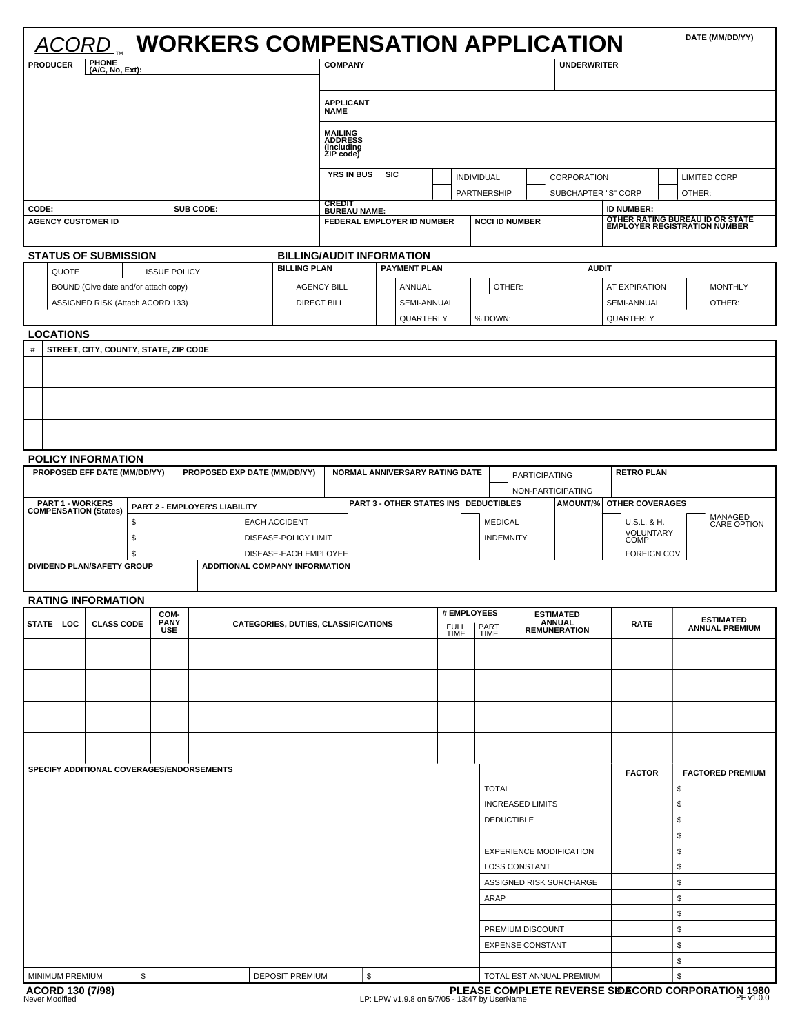# ACORD™ WORKERS COMPENSATION APPLICATION

DATE (MM/DD/YY)

| PRODUCER | PHONE (A/C, No, Ext): | COMPANY | UNDERWRITER |
|---|---|---|---|
| | | APPLICANT NAME | |
| | | MAILING ADDRESS (Including ZIP code) | |
| | | YRS IN BUS / SIC / INDIVIDUAL / CORPORATION / LIMITED CORP / PARTNERSHIP / SUBCHAPTER "S" CORP / OTHER: | |
| CODE: | SUB CODE: | CREDIT BUREAU NAME: | ID NUMBER: |
| AGENCY CUSTOMER ID | | FEDERAL EMPLOYER ID NUMBER / NCCI ID NUMBER | OTHER RATING BUREAU ID OR STATE EMPLOYER REGISTRATION NUMBER |

## STATUS OF SUBMISSION

| | | | |
|---|---|---|---|
| | QUOTE | | ISSUE POLICY |
| | BOUND (Give date and/or attach copy) | | |
| | ASSIGNED RISK (Attach ACORD 133) | | |

## BILLING/AUDIT INFORMATION

| BILLING PLAN | PAYMENT PLAN | | AUDIT | |
|---|---|---|---|---|
| AGENCY BILL | ANNUAL | OTHER: | AT EXPIRATION | MONTHLY |
| DIRECT BILL | SEMI-ANNUAL | | SEMI-ANNUAL | OTHER: |
| | QUARTERLY | % DOWN: | QUARTERLY | |

## LOCATIONS

| # | STREET, CITY, COUNTY, STATE, ZIP CODE |
|---|---|
| | |
| | |
| | |

## POLICY INFORMATION

| PROPOSED EFF DATE (MM/DD/YY) | PROPOSED EXP DATE (MM/DD/YY) | NORMAL ANNIVERSARY RATING DATE | PARTICIPATING / NON-PARTICIPATING | RETRO PLAN |
|---|---|---|---|---|
| | | | | |

| PART 1 - WORKERS COMPENSATION (States) | PART 2 - EMPLOYER'S LIABILITY | | PART 3 - OTHER STATES INS | DEDUCTIBLES | AMOUNT/% | OTHER COVERAGES | |
|---|---|---|---|---|---|---|---|
| | $ | EACH ACCIDENT | | MEDICAL | | U.S.L. & H. | MANAGED CARE OPTION |
| | $ | DISEASE-POLICY LIMIT | | INDEMNITY | | VOLUNTARY COMP | |
| | $ | DISEASE-EACH EMPLOYEE | | | | FOREIGN COV | |

| DIVIDEND PLAN/SAFETY GROUP | ADDITIONAL COMPANY INFORMATION |
|---|---|
| | |

## RATING INFORMATION

| STATE | LOC | CLASS CODE | COMPANY USE | CATEGORIES, DUTIES, CLASSIFICATIONS | # EMPLOYEES FULL TIME | # EMPLOYEES PART TIME | ESTIMATED ANNUAL REMUNERATION | RATE | ESTIMATED ANNUAL PREMIUM |
|---|---|---|---|---|---|---|---|---|---|
| | | | | | | | | | |
| | | | | | | | | | |
| | | | | | | | | | |
| | | | | | | | | | |

SPECIFY ADDITIONAL COVERAGES/ENDORSEMENTS

| | FACTOR | FACTORED PREMIUM |
|---|---|---|
| TOTAL | | $ |
| INCREASED LIMITS | | $ |
| DEDUCTIBLE | | $ |
| | | $ |
| EXPERIENCE MODIFICATION | | $ |
| LOSS CONSTANT | | $ |
| ASSIGNED RISK SURCHARGE | | $ |
| ARAP | | $ |
| | | $ |
| PREMIUM DISCOUNT | | $ |
| EXPENSE CONSTANT | | $ |
| | | $ |
| TOTAL EST ANNUAL PREMIUM | | $ |

| MINIMUM PREMIUM | $ | DEPOSIT PREMIUM | $ |
|---|---|---|---|

ACORD 130 (7/98)

PLEASE COMPLETE REVERSE SIDE

©ACORD CORPORATION 1980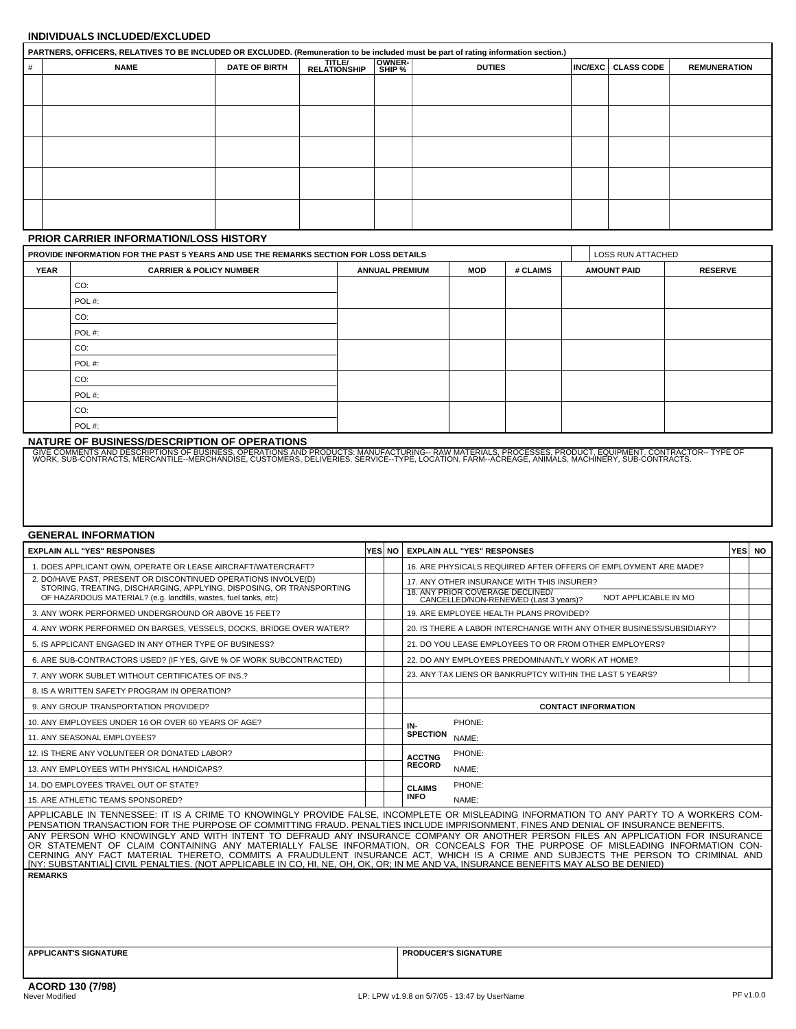## INDIVIDUALS INCLUDED/EXCLUDED

**PARTNERS, OFFICERS, RELATIVES TO BE INCLUDED OR EXCLUDED. (Remuneration to be included must be part of rating information section.)**

| # | NAME | DATE OF BIRTH | TITLE/ RELATIONSHIP | OWNER-SHIP % | DUTIES | INC/EXC | CLASS CODE | REMUNERATION |
|---|---|---|---|---|---|---|---|---|
| | | | | | | | | |
| | | | | | | | | |
| | | | | | | | | |
| | | | | | | | | |
| | | | | | | | | |

## PRIOR CARRIER INFORMATION/LOSS HISTORY

**PROVIDE INFORMATION FOR THE PAST 5 YEARS AND USE THE REMARKS SECTION FOR LOSS DETAILS** ☐ LOSS RUN ATTACHED

| YEAR | CARRIER & POLICY NUMBER | ANNUAL PREMIUM | MOD | # CLAIMS | AMOUNT PAID | RESERVE |
|---|---|---|---|---|---|---|
| | CO: POL #: | | | | | |
| | CO: POL #: | | | | | |
| | CO: POL #: | | | | | |
| | CO: POL #: | | | | | |
| | CO: POL #: | | | | | |

## NATURE OF BUSINESS/DESCRIPTION OF OPERATIONS

GIVE COMMENTS AND DESCRIPTIONS OF BUSINESS, OPERATIONS AND PRODUCTS: MANUFACTURING-- RAW MATERIALS, PROCESSES, PRODUCT, EQUIPMENT. CONTRACTOR-- TYPE OF WORK, SUB-CONTRACTS. MERCANTILE--MERCHANDISE, CUSTOMERS, DELIVERIES. SERVICE--TYPE, LOCATION. FARM--ACREAGE, ANIMALS, MACHINERY, SUB-CONTRACTS.

## GENERAL INFORMATION

| EXPLAIN ALL "YES" RESPONSES | YES | NO |
|---|---|---|
| 1. DOES APPLICANT OWN, OPERATE OR LEASE AIRCRAFT/WATERCRAFT? | | |
| 2. DO/HAVE PAST, PRESENT OR DISCONTINUED OPERATIONS INVOLVE(D) STORING, TREATING, DISCHARGING, APPLYING, DISPOSING, OR TRANSPORTING OF HAZARDOUS MATERIAL? (e.g. landfills, wastes, fuel tanks, etc) | | |
| 3. ANY WORK PERFORMED UNDERGROUND OR ABOVE 15 FEET? | | |
| 4. ANY WORK PERFORMED ON BARGES, VESSELS, DOCKS, BRIDGE OVER WATER? | | |
| 5. IS APPLICANT ENGAGED IN ANY OTHER TYPE OF BUSINESS? | | |
| 6. ARE SUB-CONTRACTORS USED? (IF YES, GIVE % OF WORK SUBCONTRACTED) | | |
| 7. ANY WORK SUBLET WITHOUT CERTIFICATES OF INS.? | | |
| 8. IS A WRITTEN SAFETY PROGRAM IN OPERATION? | | |
| 9. ANY GROUP TRANSPORTATION PROVIDED? | | |
| 10. ANY EMPLOYEES UNDER 16 OR OVER 60 YEARS OF AGE? | | |
| 11. ANY SEASONAL EMPLOYEES? | | |
| 12. IS THERE ANY VOLUNTEER OR DONATED LABOR? | | |
| 13. ANY EMPLOYEES WITH PHYSICAL HANDICAPS? | | |
| 14. DO EMPLOYEES TRAVEL OUT OF STATE? | | |
| 15. ARE ATHLETIC TEAMS SPONSORED? | | |

| EXPLAIN ALL "YES" RESPONSES | YES | NO |
|---|---|---|
| 16. ARE PHYSICALS REQUIRED AFTER OFFERS OF EMPLOYMENT ARE MADE? | | |
| 17. ANY OTHER INSURANCE WITH THIS INSURER? | | |
| 18. ANY PRIOR COVERAGE DECLINED/ CANCELLED/NON-RENEWED (Last 3 years)? NOT APPLICABLE IN MO | | |
| 19. ARE EMPLOYEE HEALTH PLANS PROVIDED? | | |
| 20. IS THERE A LABOR INTERCHANGE WITH ANY OTHER BUSINESS/SUBSIDIARY? | | |
| 21. DO YOU LEASE EMPLOYEES TO OR FROM OTHER EMPLOYERS? | | |
| 22. DO ANY EMPLOYEES PREDOMINANTLY WORK AT HOME? | | |
| 23. ANY TAX LIENS OR BANKRUPTCY WITHIN THE LAST 5 YEARS? | | |

**CONTACT INFORMATION**

| | | |
|---|---|---|
| IN-SPECTION | PHONE: | NAME: |
| ACCTNG RECORD | PHONE: | NAME: |
| CLAIMS INFO | PHONE: | NAME: |

APPLICABLE IN TENNESSEE: IT IS A CRIME TO KNOWINGLY PROVIDE FALSE, INCOMPLETE OR MISLEADING INFORMATION TO ANY PARTY TO A WORKERS COMPENSATION TRANSACTION FOR THE PURPOSE OF COMMITTING FRAUD. PENALTIES INCLUDE IMPRISONMENT, FINES AND DENIAL OF INSURANCE BENEFITS.

ANY PERSON WHO KNOWINGLY AND WITH INTENT TO DEFRAUD ANY INSURANCE COMPANY OR ANOTHER PERSON FILES AN APPLICATION FOR INSURANCE OR STATEMENT OF CLAIM CONTAINING ANY MATERIALLY FALSE INFORMATION, OR CONCEALS FOR THE PURPOSE OF MISLEADING INFORMATION CONCERNING ANY FACT MATERIAL THERETO, COMMITS A FRAUDULENT INSURANCE ACT, WHICH IS A CRIME AND SUBJECTS THE PERSON TO CRIMINAL AND [NY: SUBSTANTIAL] CIVIL PENALTIES. (NOT APPLICABLE IN CO, HI, NE, OH, OK, OR; IN ME AND VA, INSURANCE BENEFITS MAY ALSO BE DENIED)

**REMARKS**

**APPLICANT'S SIGNATURE**

**PRODUCER'S SIGNATURE**

**ACORD 130 (7/98)**

Never Modified

LP: LPW v1.9.8 on 5/7/05 - 13:47 by UserName

PF v1.0.0